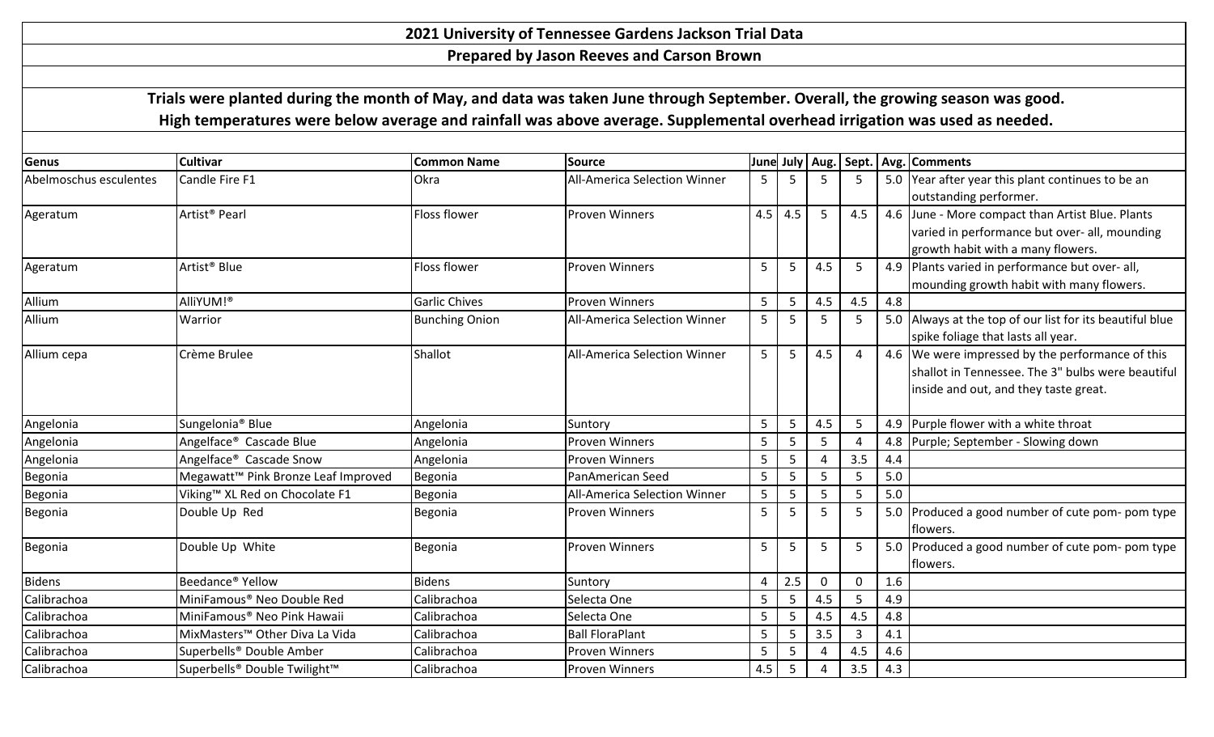# 2021 University of Tennessee Gardens Jackson Trial Data

## Prepared by Jason Reeves and Carson Brown

**Trials were planted during the month of May, and data was taken June through September. Overall, the growing season was good. High temperatures were below average and rainfall was above average. Supplemental overhead irrigation was used as needed.**

| Genus | Cultivar | Common Name | Source | June | July | Aug. | Sept. | Avg. | Comments |
|---|---|---|---|---|---|---|---|---|---|
| Abelmoschus esculentes | Candle Fire F1 | Okra | All-America Selection Winner | 5 | 5 | 5 | 5 | 5.0 | Year after year this plant continues to be an outstanding performer. |
| Ageratum | Artist® Pearl | Floss flower | Proven Winners | 4.5 | 4.5 | 5 | 4.5 | 4.6 | June - More compact than Artist Blue. Plants varied in performance but over- all, mounding growth habit with a many flowers. |
| Ageratum | Artist® Blue | Floss flower | Proven Winners | 5 | 5 | 4.5 | 5 | 4.9 | Plants varied in performance but over- all, mounding growth habit with many flowers. |
| Allium | AlliYUM!® | Garlic Chives | Proven Winners | 5 | 5 | 4.5 | 4.5 | 4.8 | |
| Allium | Warrior | Bunching Onion | All-America Selection Winner | 5 | 5 | 5 | 5 | 5.0 | Always at the top of our list for its beautiful blue spike foliage that lasts all year. |
| Allium cepa | Crème Brulee | Shallot | All-America Selection Winner | 5 | 5 | 4.5 | 4 | 4.6 | We were impressed by the performance of this shallot in Tennessee. The 3" bulbs were beautiful inside and out, and they taste great. |
| Angelonia | Sungelonia® Blue | Angelonia | Suntory | 5 | 5 | 4.5 | 5 | 4.9 | Purple flower with a white throat |
| Angelonia | Angelface® Cascade Blue | Angelonia | Proven Winners | 5 | 5 | 5 | 4 | 4.8 | Purple; September - Slowing down |
| Angelonia | Angelface® Cascade Snow | Angelonia | Proven Winners | 5 | 5 | 4 | 3.5 | 4.4 | |
| Begonia | Megawatt™ Pink Bronze Leaf Improved | Begonia | PanAmerican Seed | 5 | 5 | 5 | 5 | 5.0 | |
| Begonia | Viking™ XL Red on Chocolate F1 | Begonia | All-America Selection Winner | 5 | 5 | 5 | 5 | 5.0 | |
| Begonia | Double Up Red | Begonia | Proven Winners | 5 | 5 | 5 | 5 | 5.0 | Produced a good number of cute pom- pom type flowers. |
| Begonia | Double Up White | Begonia | Proven Winners | 5 | 5 | 5 | 5 | 5.0 | Produced a good number of cute pom- pom type flowers. |
| Bidens | Beedance® Yellow | Bidens | Suntory | 4 | 2.5 | 0 | 0 | 1.6 | |
| Calibrachoa | MiniFamous® Neo Double Red | Calibrachoa | Selecta One | 5 | 5 | 4.5 | 5 | 4.9 | |
| Calibrachoa | MiniFamous® Neo Pink Hawaii | Calibrachoa | Selecta One | 5 | 5 | 4.5 | 4.5 | 4.8 | |
| Calibrachoa | MixMasters™ Other Diva La Vida | Calibrachoa | Ball FloraPlant | 5 | 5 | 3.5 | 3 | 4.1 | |
| Calibrachoa | Superbells® Double Amber | Calibrachoa | Proven Winners | 5 | 5 | 4 | 4.5 | 4.6 | |
| Calibrachoa | Superbells® Double Twilight™ | Calibrachoa | Proven Winners | 4.5 | 5 | 4 | 3.5 | 4.3 | |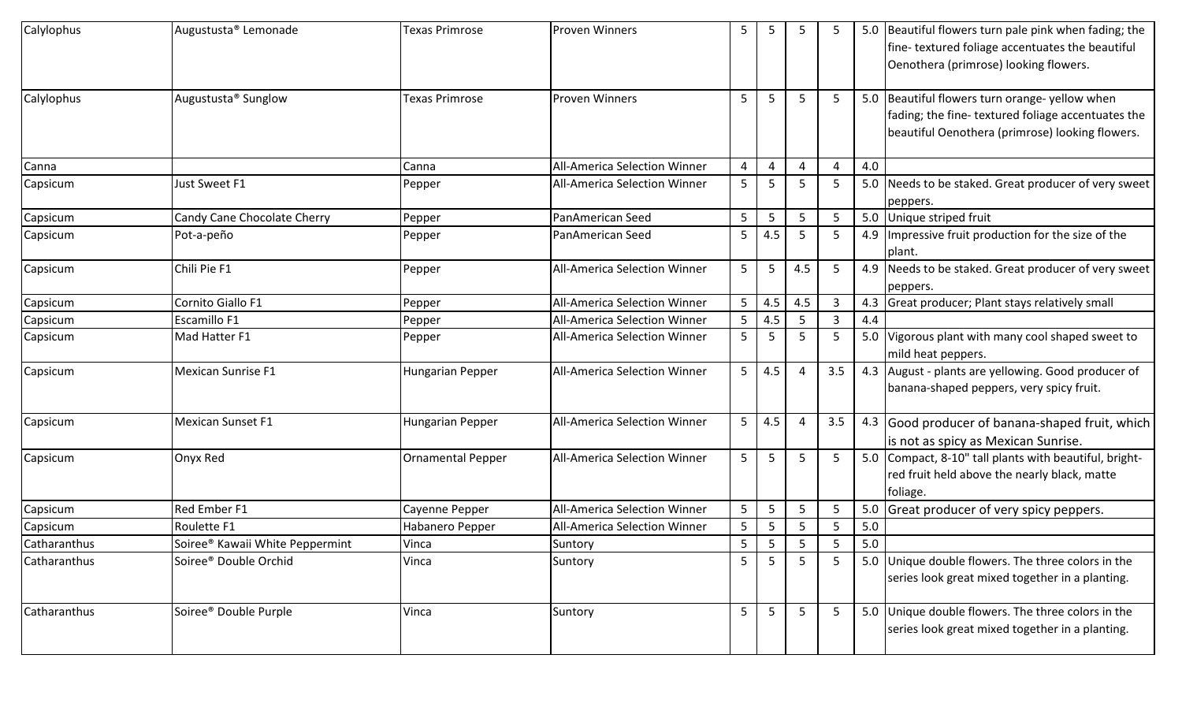| Calylophus | Augustusta® Lemonade | Texas Primrose | Proven Winners | 5 | 5 | 5 | 5 | 5.0 | Beautiful flowers turn pale pink when fading; the fine- textured foliage accentuates the beautiful Oenothera (primrose) looking flowers. |
|---|---|---|---|---|---|---|---|---|---|
| Calylophus | Augustusta® Sunglow | Texas Primrose | Proven Winners | 5 | 5 | 5 | 5 | 5.0 | Beautiful flowers turn orange- yellow when fading; the fine- textured foliage accentuates the beautiful Oenothera (primrose) looking flowers. |
| Canna | | Canna | All-America Selection Winner | 4 | 4 | 4 | 4 | 4.0 | |
| Capsicum | Just Sweet F1 | Pepper | All-America Selection Winner | 5 | 5 | 5 | 5 | 5.0 | Needs to be staked. Great producer of very sweet peppers. |
| Capsicum | Candy Cane Chocolate Cherry | Pepper | PanAmerican Seed | 5 | 5 | 5 | 5 | 5.0 | Unique striped fruit |
| Capsicum | Pot-a-peño | Pepper | PanAmerican Seed | 5 | 4.5 | 5 | 5 | 4.9 | Impressive fruit production for the size of the plant. |
| Capsicum | Chili Pie F1 | Pepper | All-America Selection Winner | 5 | 5 | 4.5 | 5 | 4.9 | Needs to be staked. Great producer of very sweet peppers. |
| Capsicum | Cornito Giallo F1 | Pepper | All-America Selection Winner | 5 | 4.5 | 4.5 | 3 | 4.3 | Great producer; Plant stays relatively small |
| Capsicum | Escamillo F1 | Pepper | All-America Selection Winner | 5 | 4.5 | 5 | 3 | 4.4 | |
| Capsicum | Mad Hatter F1 | Pepper | All-America Selection Winner | 5 | 5 | 5 | 5 | 5.0 | Vigorous plant with many cool shaped sweet to mild heat peppers. |
| Capsicum | Mexican Sunrise F1 | Hungarian Pepper | All-America Selection Winner | 5 | 4.5 | 4 | 3.5 | 4.3 | August - plants are yellowing. Good producer of banana-shaped peppers, very spicy fruit. |
| Capsicum | Mexican Sunset F1 | Hungarian Pepper | All-America Selection Winner | 5 | 4.5 | 4 | 3.5 | 4.3 | Good producer of banana-shaped fruit, which is not as spicy as Mexican Sunrise. |
| Capsicum | Onyx Red | Ornamental Pepper | All-America Selection Winner | 5 | 5 | 5 | 5 | 5.0 | Compact, 8-10" tall plants with beautiful, bright-red fruit held above the nearly black, matte foliage. |
| Capsicum | Red Ember F1 | Cayenne Pepper | All-America Selection Winner | 5 | 5 | 5 | 5 | 5.0 | Great producer of very spicy peppers. |
| Capsicum | Roulette F1 | Habanero Pepper | All-America Selection Winner | 5 | 5 | 5 | 5 | 5.0 | |
| Catharanthus | Soiree® Kawaii White Peppermint | Vinca | Suntory | 5 | 5 | 5 | 5 | 5.0 | |
| Catharanthus | Soiree® Double Orchid | Vinca | Suntory | 5 | 5 | 5 | 5 | 5.0 | Unique double flowers. The three colors in the series look great mixed together in a planting. |
| Catharanthus | Soiree® Double Purple | Vinca | Suntory | 5 | 5 | 5 | 5 | 5.0 | Unique double flowers. The three colors in the series look great mixed together in a planting. |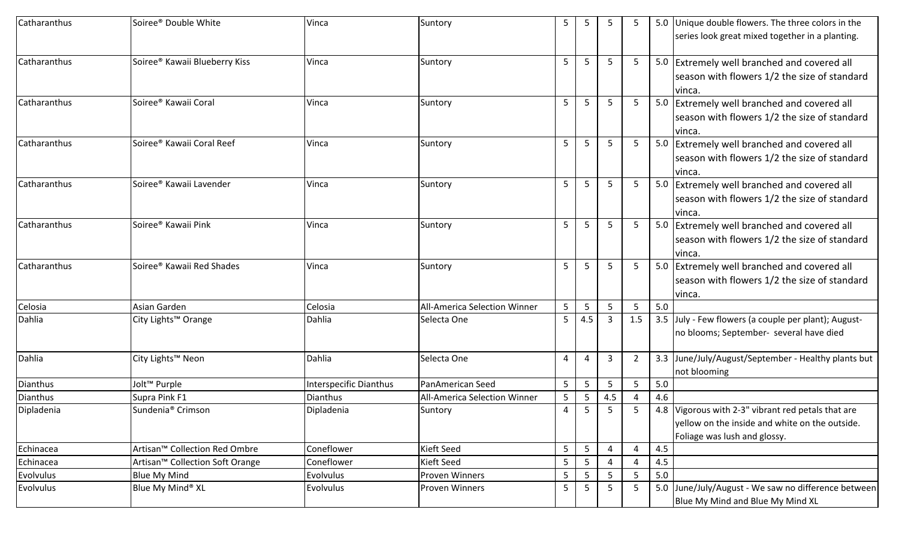| | | | | | | | | | |
|---|---|---|---|---|---|---|---|---|---|
| Catharanthus | Soiree® Double White | Vinca | Suntory | 5 | 5 | 5 | 5 | 5.0 | Unique double flowers. The three colors in the series look great mixed together in a planting. |
| Catharanthus | Soiree® Kawaii Blueberry Kiss | Vinca | Suntory | 5 | 5 | 5 | 5 | 5.0 | Extremely well branched and covered all season with flowers 1/2 the size of standard vinca. |
| Catharanthus | Soiree® Kawaii Coral | Vinca | Suntory | 5 | 5 | 5 | 5 | 5.0 | Extremely well branched and covered all season with flowers 1/2 the size of standard vinca. |
| Catharanthus | Soiree® Kawaii Coral Reef | Vinca | Suntory | 5 | 5 | 5 | 5 | 5.0 | Extremely well branched and covered all season with flowers 1/2 the size of standard vinca. |
| Catharanthus | Soiree® Kawaii Lavender | Vinca | Suntory | 5 | 5 | 5 | 5 | 5.0 | Extremely well branched and covered all season with flowers 1/2 the size of standard vinca. |
| Catharanthus | Soiree® Kawaii Pink | Vinca | Suntory | 5 | 5 | 5 | 5 | 5.0 | Extremely well branched and covered all season with flowers 1/2 the size of standard vinca. |
| Catharanthus | Soiree® Kawaii Red Shades | Vinca | Suntory | 5 | 5 | 5 | 5 | 5.0 | Extremely well branched and covered all season with flowers 1/2 the size of standard vinca. |
| Celosia | Asian Garden | Celosia | All-America Selection Winner | 5 | 5 | 5 | 5 | 5.0 | |
| Dahlia | City Lights™ Orange | Dahlia | Selecta One | 5 | 4.5 | 3 | 1.5 | 3.5 | July - Few flowers (a couple per plant); August- no blooms; September- several have died |
| Dahlia | City Lights™ Neon | Dahlia | Selecta One | 4 | 4 | 3 | 2 | 3.3 | June/July/August/September - Healthy plants but not blooming |
| Dianthus | Jolt™ Purple | Interspecific Dianthus | PanAmerican Seed | 5 | 5 | 5 | 5 | 5.0 | |
| Dianthus | Supra Pink F1 | Dianthus | All-America Selection Winner | 5 | 5 | 4.5 | 4 | 4.6 | |
| Dipladenia | Sundenia® Crimson | Dipladenia | Suntory | 4 | 5 | 5 | 5 | 4.8 | Vigorous with 2-3" vibrant red petals that are yellow on the inside and white on the outside. Foliage was lush and glossy. |
| Echinacea | Artisan™ Collection Red Ombre | Coneflower | Kieft Seed | 5 | 5 | 4 | 4 | 4.5 | |
| Echinacea | Artisan™ Collection Soft Orange | Coneflower | Kieft Seed | 5 | 5 | 4 | 4 | 4.5 | |
| Evolvulus | Blue My Mind | Evolvulus | Proven Winners | 5 | 5 | 5 | 5 | 5.0 | |
| Evolvulus | Blue My Mind® XL | Evolvulus | Proven Winners | 5 | 5 | 5 | 5 | 5.0 | June/July/August - We saw no difference between Blue My Mind and Blue My Mind XL |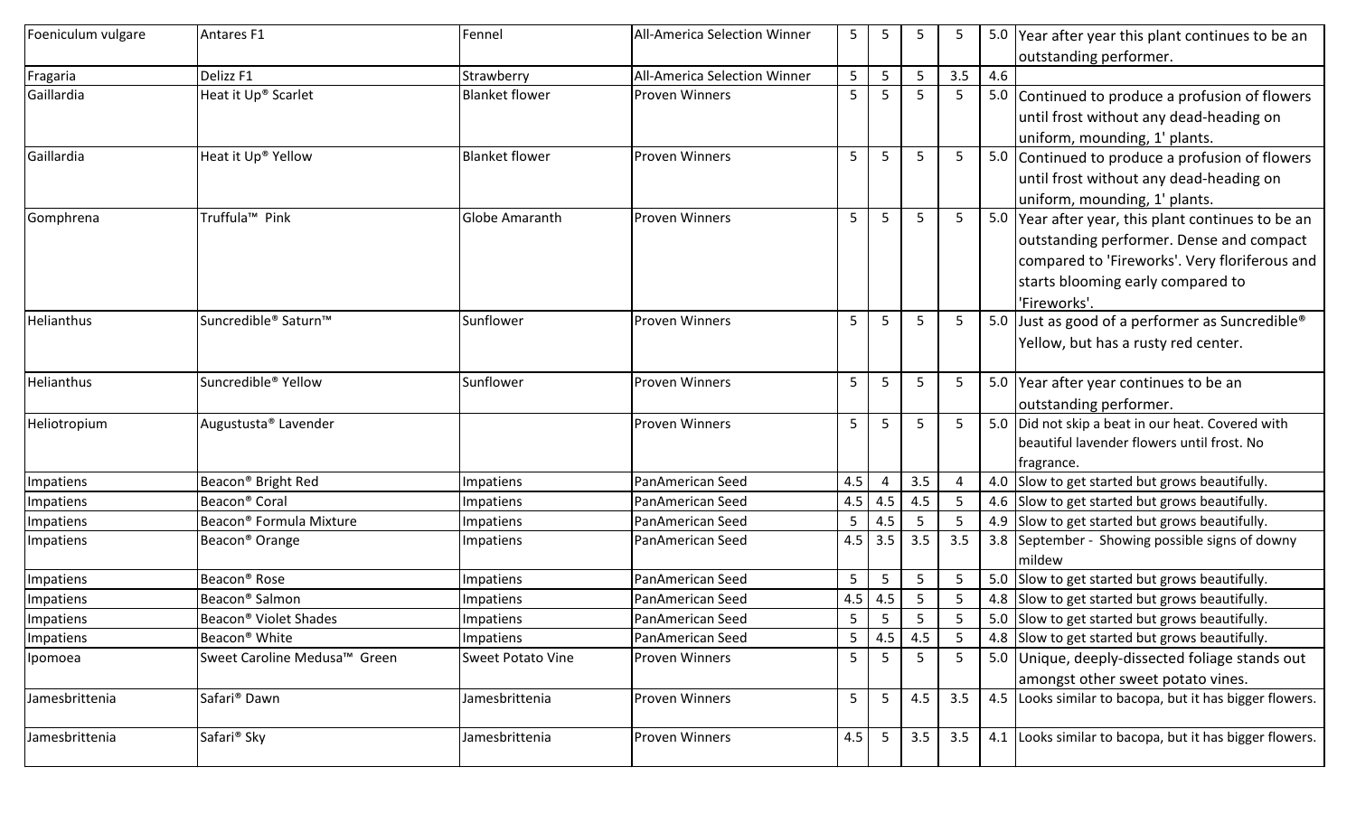| | | | | | | | | | |
|---|---|---|---|---|---|---|---|---|---|
| Foeniculum vulgare | Antares F1 | Fennel | All-America Selection Winner | 5 | 5 | 5 | 5 | 5.0 | Year after year this plant continues to be an outstanding performer. |
| Fragaria | Delizz F1 | Strawberry | All-America Selection Winner | 5 | 5 | 5 | 3.5 | 4.6 | |
| Gaillardia | Heat it Up® Scarlet | Blanket flower | Proven Winners | 5 | 5 | 5 | 5 | 5.0 | Continued to produce a profusion of flowers until frost without any dead-heading on uniform, mounding, 1' plants. |
| Gaillardia | Heat it Up® Yellow | Blanket flower | Proven Winners | 5 | 5 | 5 | 5 | 5.0 | Continued to produce a profusion of flowers until frost without any dead-heading on uniform, mounding, 1' plants. |
| Gomphrena | Truffula™ Pink | Globe Amaranth | Proven Winners | 5 | 5 | 5 | 5 | 5.0 | Year after year, this plant continues to be an outstanding performer. Dense and compact compared to 'Fireworks'. Very floriferous and starts blooming early compared to 'Fireworks'. |
| Helianthus | Suncredible® Saturn™ | Sunflower | Proven Winners | 5 | 5 | 5 | 5 | 5.0 | Just as good of a performer as Suncredible® Yellow, but has a rusty red center. |
| Helianthus | Suncredible® Yellow | Sunflower | Proven Winners | 5 | 5 | 5 | 5 | 5.0 | Year after year continues to be an outstanding performer. |
| Heliotropium | Augustusta® Lavender | | Proven Winners | 5 | 5 | 5 | 5 | 5.0 | Did not skip a beat in our heat. Covered with beautiful lavender flowers until frost. No fragrance. |
| Impatiens | Beacon® Bright Red | Impatiens | PanAmerican Seed | 4.5 | 4 | 3.5 | 4 | 4.0 | Slow to get started but grows beautifully. |
| Impatiens | Beacon® Coral | Impatiens | PanAmerican Seed | 4.5 | 4.5 | 4.5 | 5 | 4.6 | Slow to get started but grows beautifully. |
| Impatiens | Beacon® Formula Mixture | Impatiens | PanAmerican Seed | 5 | 4.5 | 5 | 5 | 4.9 | Slow to get started but grows beautifully. |
| Impatiens | Beacon® Orange | Impatiens | PanAmerican Seed | 4.5 | 3.5 | 3.5 | 3.5 | 3.8 | September - Showing possible signs of downy mildew |
| Impatiens | Beacon® Rose | Impatiens | PanAmerican Seed | 5 | 5 | 5 | 5 | 5.0 | Slow to get started but grows beautifully. |
| Impatiens | Beacon® Salmon | Impatiens | PanAmerican Seed | 4.5 | 4.5 | 5 | 5 | 4.8 | Slow to get started but grows beautifully. |
| Impatiens | Beacon® Violet Shades | Impatiens | PanAmerican Seed | 5 | 5 | 5 | 5 | 5.0 | Slow to get started but grows beautifully. |
| Impatiens | Beacon® White | Impatiens | PanAmerican Seed | 5 | 4.5 | 4.5 | 5 | 4.8 | Slow to get started but grows beautifully. |
| Ipomoea | Sweet Caroline Medusa™ Green | Sweet Potato Vine | Proven Winners | 5 | 5 | 5 | 5 | 5.0 | Unique, deeply-dissected foliage stands out amongst other sweet potato vines. |
| Jamesbrittenia | Safari® Dawn | Jamesbrittenia | Proven Winners | 5 | 5 | 4.5 | 3.5 | 4.5 | Looks similar to bacopa, but it has bigger flowers. |
| Jamesbrittenia | Safari® Sky | Jamesbrittenia | Proven Winners | 4.5 | 5 | 3.5 | 3.5 | 4.1 | Looks similar to bacopa, but it has bigger flowers. |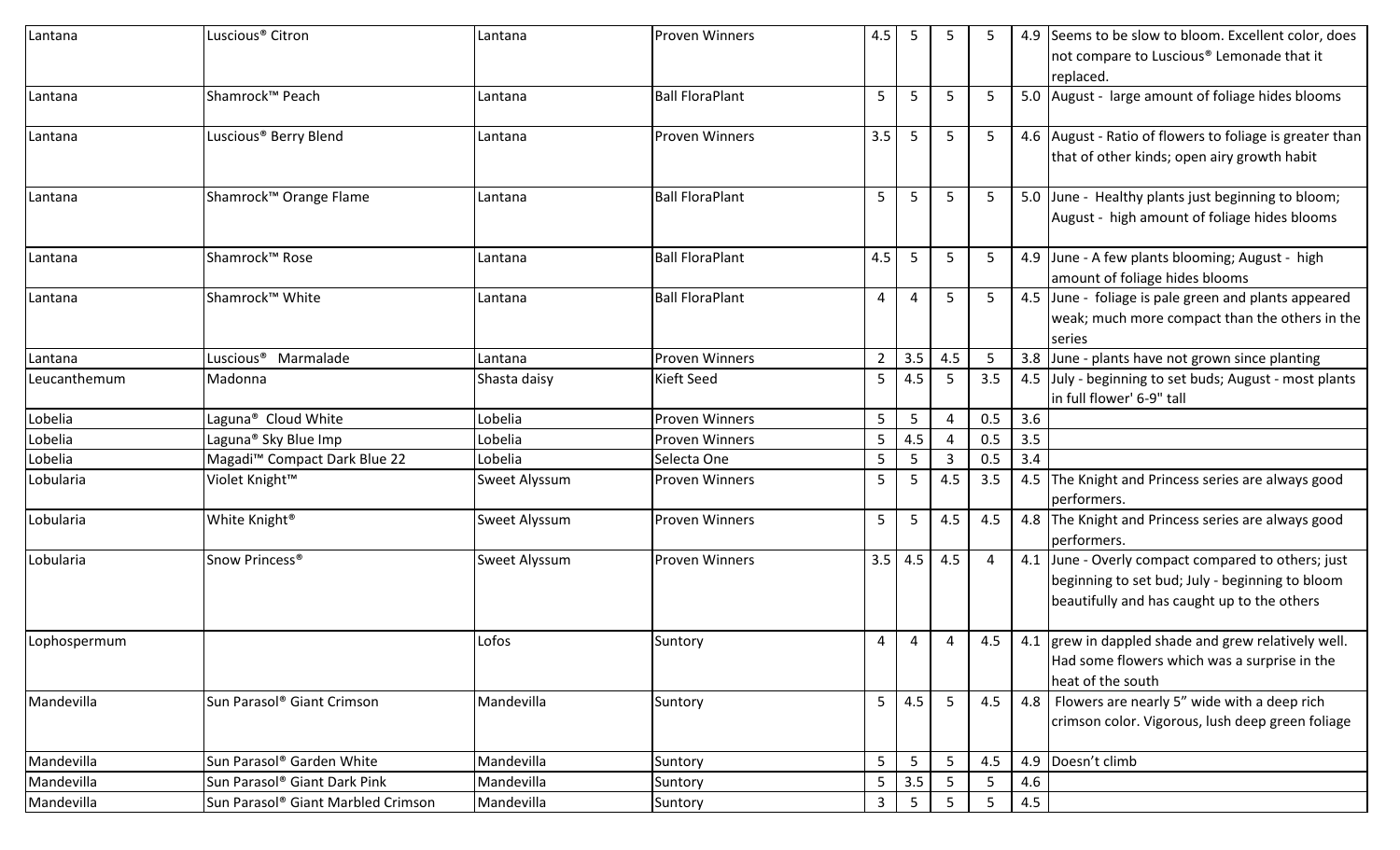| | | | | | | | | | |
|---|---|---|---|---|---|---|---|---|---|
| Lantana | Luscious® Citron | Lantana | Proven Winners | 4.5 | 5 | 5 | 5 | 4.9 | Seems to be slow to bloom. Excellent color, does not compare to Luscious® Lemonade that it replaced. |
| Lantana | Shamrock™ Peach | Lantana | Ball FloraPlant | 5 | 5 | 5 | 5 | 5.0 | August - large amount of foliage hides blooms |
| Lantana | Luscious® Berry Blend | Lantana | Proven Winners | 3.5 | 5 | 5 | 5 | 4.6 | August - Ratio of flowers to foliage is greater than that of other kinds; open airy growth habit |
| Lantana | Shamrock™ Orange Flame | Lantana | Ball FloraPlant | 5 | 5 | 5 | 5 | 5.0 | June - Healthy plants just beginning to bloom; August - high amount of foliage hides blooms |
| Lantana | Shamrock™ Rose | Lantana | Ball FloraPlant | 4.5 | 5 | 5 | 5 | 4.9 | June - A few plants blooming; August - high amount of foliage hides blooms |
| Lantana | Shamrock™ White | Lantana | Ball FloraPlant | 4 | 4 | 5 | 5 | 4.5 | June - foliage is pale green and plants appeared weak; much more compact than the others in the series |
| Lantana | Luscious® Marmalade | Lantana | Proven Winners | 2 | 3.5 | 4.5 | 5 | 3.8 | June - plants have not grown since planting |
| Leucanthemum | Madonna | Shasta daisy | Kieft Seed | 5 | 4.5 | 5 | 3.5 | 4.5 | July - beginning to set buds; August - most plants in full flower' 6-9" tall |
| Lobelia | Laguna® Cloud White | Lobelia | Proven Winners | 5 | 5 | 4 | 0.5 | 3.6 | |
| Lobelia | Laguna® Sky Blue Imp | Lobelia | Proven Winners | 5 | 4.5 | 4 | 0.5 | 3.5 | |
| Lobelia | Magadi™ Compact Dark Blue 22 | Lobelia | Selecta One | 5 | 5 | 3 | 0.5 | 3.4 | |
| Lobularia | Violet Knight™ | Sweet Alyssum | Proven Winners | 5 | 5 | 4.5 | 3.5 | 4.5 | The Knight and Princess series are always good performers. |
| Lobularia | White Knight® | Sweet Alyssum | Proven Winners | 5 | 5 | 4.5 | 4.5 | 4.8 | The Knight and Princess series are always good performers. |
| Lobularia | Snow Princess® | Sweet Alyssum | Proven Winners | 3.5 | 4.5 | 4.5 | 4 | 4.1 | June - Overly compact compared to others; just beginning to set bud; July - beginning to bloom beautifully and has caught up to the others |
| Lophospermum | | Lofos | Suntory | 4 | 4 | 4 | 4.5 | 4.1 | grew in dappled shade and grew relatively well. Had some flowers which was a surprise in the heat of the south |
| Mandevilla | Sun Parasol® Giant Crimson | Mandevilla | Suntory | 5 | 4.5 | 5 | 4.5 | 4.8 | Flowers are nearly 5" wide with a deep rich crimson color. Vigorous, lush deep green foliage |
| Mandevilla | Sun Parasol® Garden White | Mandevilla | Suntory | 5 | 5 | 5 | 4.5 | 4.9 | Doesn't climb |
| Mandevilla | Sun Parasol® Giant Dark Pink | Mandevilla | Suntory | 5 | 3.5 | 5 | 5 | 4.6 | |
| Mandevilla | Sun Parasol® Giant Marbled Crimson | Mandevilla | Suntory | 3 | 5 | 5 | 5 | 4.5 | |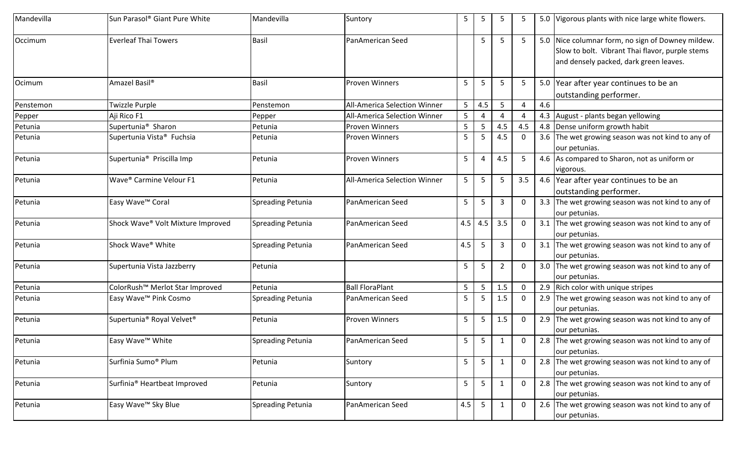| | | | | | | | | | |
|---|---|---|---|---|---|---|---|---|---|
| Mandevilla | Sun Parasol® Giant Pure White | Mandevilla | Suntory | 5 | 5 | 5 | 5 | 5.0 | Vigorous plants with nice large white flowers. |
| Occimum | Everleaf Thai Towers | Basil | PanAmerican Seed | | 5 | 5 | 5 | 5.0 | Nice columnar form, no sign of Downey mildew. Slow to bolt. Vibrant Thai flavor, purple stems and densely packed, dark green leaves. |
| Ocimum | Amazel Basil® | Basil | Proven Winners | 5 | 5 | 5 | 5 | 5.0 | Year after year continues to be an outstanding performer. |
| Penstemon | Twizzle Purple | Penstemon | All-America Selection Winner | 5 | 4.5 | 5 | 4 | 4.6 | |
| Pepper | Aji Rico F1 | Pepper | All-America Selection Winner | 5 | 4 | 4 | 4 | 4.3 | August - plants began yellowing |
| Petunia | Supertunia® Sharon | Petunia | Proven Winners | 5 | 5 | 4.5 | 4.5 | 4.8 | Dense uniform growth habit |
| Petunia | Supertunia Vista® Fuchsia | Petunia | Proven Winners | 5 | 5 | 4.5 | 0 | 3.6 | The wet growing season was not kind to any of our petunias. |
| Petunia | Supertunia® Priscilla Imp | Petunia | Proven Winners | 5 | 4 | 4.5 | 5 | 4.6 | As compared to Sharon, not as uniform or vigorous. |
| Petunia | Wave® Carmine Velour F1 | Petunia | All-America Selection Winner | 5 | 5 | 5 | 3.5 | 4.6 | Year after year continues to be an outstanding performer. |
| Petunia | Easy Wave™ Coral | Spreading Petunia | PanAmerican Seed | 5 | 5 | 3 | 0 | 3.3 | The wet growing season was not kind to any of our petunias. |
| Petunia | Shock Wave® Volt Mixture Improved | Spreading Petunia | PanAmerican Seed | 4.5 | 4.5 | 3.5 | 0 | 3.1 | The wet growing season was not kind to any of our petunias. |
| Petunia | Shock Wave® White | Spreading Petunia | PanAmerican Seed | 4.5 | 5 | 3 | 0 | 3.1 | The wet growing season was not kind to any of our petunias. |
| Petunia | Supertunia Vista Jazzberry | Petunia | | 5 | 5 | 2 | 0 | 3.0 | The wet growing season was not kind to any of our petunias. |
| Petunia | ColorRush™ Merlot Star Improved | Petunia | Ball FloraPlant | 5 | 5 | 1.5 | 0 | 2.9 | Rich color with unique stripes |
| Petunia | Easy Wave™ Pink Cosmo | Spreading Petunia | PanAmerican Seed | 5 | 5 | 1.5 | 0 | 2.9 | The wet growing season was not kind to any of our petunias. |
| Petunia | Supertunia® Royal Velvet® | Petunia | Proven Winners | 5 | 5 | 1.5 | 0 | 2.9 | The wet growing season was not kind to any of our petunias. |
| Petunia | Easy Wave™ White | Spreading Petunia | PanAmerican Seed | 5 | 5 | 1 | 0 | 2.8 | The wet growing season was not kind to any of our petunias. |
| Petunia | Surfinia Sumo® Plum | Petunia | Suntory | 5 | 5 | 1 | 0 | 2.8 | The wet growing season was not kind to any of our petunias. |
| Petunia | Surfinia® Heartbeat Improved | Petunia | Suntory | 5 | 5 | 1 | 0 | 2.8 | The wet growing season was not kind to any of our petunias. |
| Petunia | Easy Wave™ Sky Blue | Spreading Petunia | PanAmerican Seed | 4.5 | 5 | 1 | 0 | 2.6 | The wet growing season was not kind to any of our petunias. |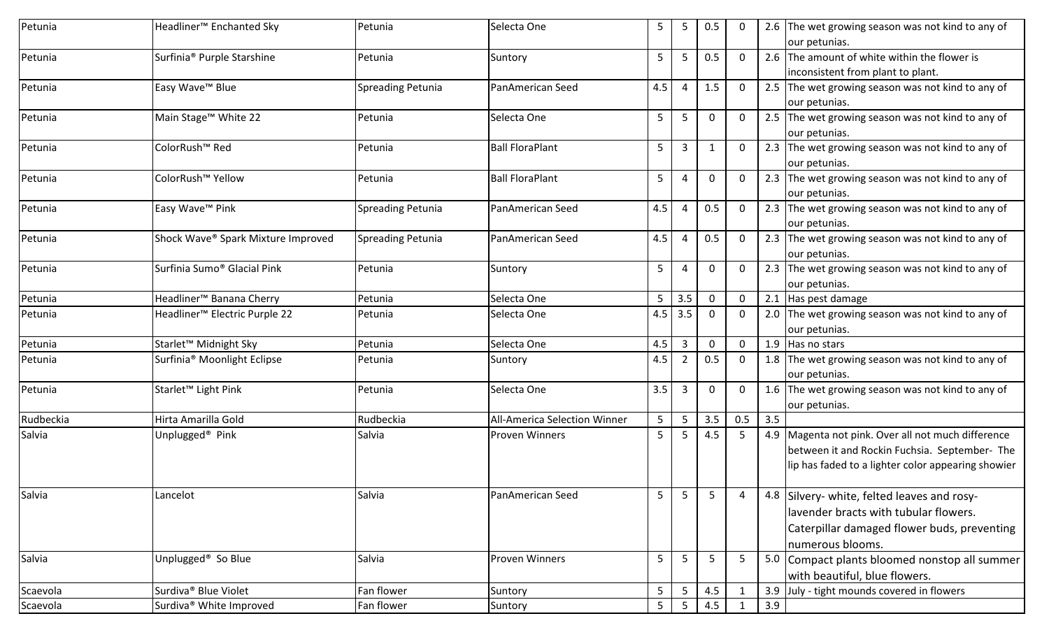| | | | | | | | | | |
|---|---|---|---|---|---|---|---|---|---|
| Petunia | Headliner™ Enchanted Sky | Petunia | Selecta One | 5 | 5 | 0.5 | 0 | 2.6 | The wet growing season was not kind to any of our petunias. |
| Petunia | Surfinia® Purple Starshine | Petunia | Suntory | 5 | 5 | 0.5 | 0 | 2.6 | The amount of white within the flower is inconsistent from plant to plant. |
| Petunia | Easy Wave™ Blue | Spreading Petunia | PanAmerican Seed | 4.5 | 4 | 1.5 | 0 | 2.5 | The wet growing season was not kind to any of our petunias. |
| Petunia | Main Stage™ White 22 | Petunia | Selecta One | 5 | 5 | 0 | 0 | 2.5 | The wet growing season was not kind to any of our petunias. |
| Petunia | ColorRush™ Red | Petunia | Ball FloraPlant | 5 | 3 | 1 | 0 | 2.3 | The wet growing season was not kind to any of our petunias. |
| Petunia | ColorRush™ Yellow | Petunia | Ball FloraPlant | 5 | 4 | 0 | 0 | 2.3 | The wet growing season was not kind to any of our petunias. |
| Petunia | Easy Wave™ Pink | Spreading Petunia | PanAmerican Seed | 4.5 | 4 | 0.5 | 0 | 2.3 | The wet growing season was not kind to any of our petunias. |
| Petunia | Shock Wave® Spark Mixture Improved | Spreading Petunia | PanAmerican Seed | 4.5 | 4 | 0.5 | 0 | 2.3 | The wet growing season was not kind to any of our petunias. |
| Petunia | Surfinia Sumo® Glacial Pink | Petunia | Suntory | 5 | 4 | 0 | 0 | 2.3 | The wet growing season was not kind to any of our petunias. |
| Petunia | Headliner™ Banana Cherry | Petunia | Selecta One | 5 | 3.5 | 0 | 0 | 2.1 | Has pest damage |
| Petunia | Headliner™ Electric Purple 22 | Petunia | Selecta One | 4.5 | 3.5 | 0 | 0 | 2.0 | The wet growing season was not kind to any of our petunias. |
| Petunia | Starlet™ Midnight Sky | Petunia | Selecta One | 4.5 | 3 | 0 | 0 | 1.9 | Has no stars |
| Petunia | Surfinia® Moonlight Eclipse | Petunia | Suntory | 4.5 | 2 | 0.5 | 0 | 1.8 | The wet growing season was not kind to any of our petunias. |
| Petunia | Starlet™ Light Pink | Petunia | Selecta One | 3.5 | 3 | 0 | 0 | 1.6 | The wet growing season was not kind to any of our petunias. |
| Rudbeckia | Hirta Amarilla Gold | Rudbeckia | All-America Selection Winner | 5 | 5 | 3.5 | 0.5 | 3.5 | |
| Salvia | Unplugged® Pink | Salvia | Proven Winners | 5 | 5 | 4.5 | 5 | 4.9 | Magenta not pink. Over all not much difference between it and Rockin Fuchsia. September- The lip has faded to a lighter color appearing showier |
| Salvia | Lancelot | Salvia | PanAmerican Seed | 5 | 5 | 5 | 4 | 4.8 | Silvery- white, felted leaves and rosy-lavender bracts with tubular flowers. Caterpillar damaged flower buds, preventing numerous blooms. |
| Salvia | Unplugged® So Blue | Salvia | Proven Winners | 5 | 5 | 5 | 5 | 5.0 | Compact plants bloomed nonstop all summer with beautiful, blue flowers. |
| Scaevola | Surdiva® Blue Violet | Fan flower | Suntory | 5 | 5 | 4.5 | 1 | 3.9 | July - tight mounds covered in flowers |
| Scaevola | Surdiva® White Improved | Fan flower | Suntory | 5 | 5 | 4.5 | 1 | 3.9 | |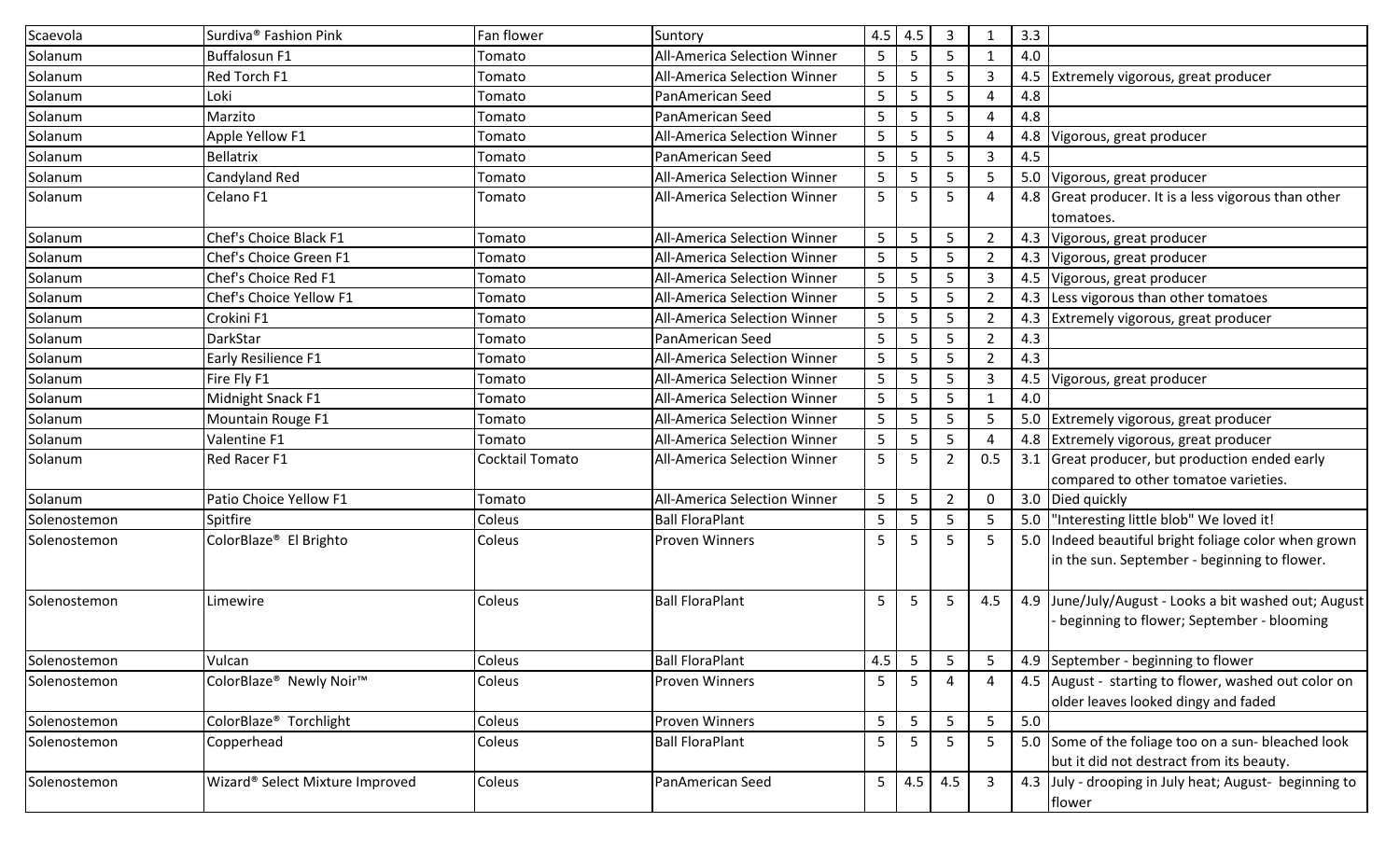| | | | | | | | | | |
|---|---|---|---|---|---|---|---|---|---|
| Scaevola | Surdiva® Fashion Pink | Fan flower | Suntory | 4.5 | 4.5 | 3 | 1 | 3.3 | |
| Solanum | Buffalosun F1 | Tomato | All-America Selection Winner | 5 | 5 | 5 | 1 | 4.0 | |
| Solanum | Red Torch F1 | Tomato | All-America Selection Winner | 5 | 5 | 5 | 3 | 4.5 | Extremely vigorous, great producer |
| Solanum | Loki | Tomato | PanAmerican Seed | 5 | 5 | 5 | 4 | 4.8 | |
| Solanum | Marzito | Tomato | PanAmerican Seed | 5 | 5 | 5 | 4 | 4.8 | |
| Solanum | Apple Yellow F1 | Tomato | All-America Selection Winner | 5 | 5 | 5 | 4 | 4.8 | Vigorous, great producer |
| Solanum | Bellatrix | Tomato | PanAmerican Seed | 5 | 5 | 5 | 3 | 4.5 | |
| Solanum | Candyland Red | Tomato | All-America Selection Winner | 5 | 5 | 5 | 5 | 5.0 | Vigorous, great producer |
| Solanum | Celano F1 | Tomato | All-America Selection Winner | 5 | 5 | 5 | 4 | 4.8 | Great producer. It is a less vigorous than other tomatoes. |
| Solanum | Chef's Choice Black F1 | Tomato | All-America Selection Winner | 5 | 5 | 5 | 2 | 4.3 | Vigorous, great producer |
| Solanum | Chef's Choice Green F1 | Tomato | All-America Selection Winner | 5 | 5 | 5 | 2 | 4.3 | Vigorous, great producer |
| Solanum | Chef's Choice Red F1 | Tomato | All-America Selection Winner | 5 | 5 | 5 | 3 | 4.5 | Vigorous, great producer |
| Solanum | Chef's Choice Yellow F1 | Tomato | All-America Selection Winner | 5 | 5 | 5 | 2 | 4.3 | Less vigorous than other tomatoes |
| Solanum | Crokini F1 | Tomato | All-America Selection Winner | 5 | 5 | 5 | 2 | 4.3 | Extremely vigorous, great producer |
| Solanum | DarkStar | Tomato | PanAmerican Seed | 5 | 5 | 5 | 2 | 4.3 | |
| Solanum | Early Resilience F1 | Tomato | All-America Selection Winner | 5 | 5 | 5 | 2 | 4.3 | |
| Solanum | Fire Fly F1 | Tomato | All-America Selection Winner | 5 | 5 | 5 | 3 | 4.5 | Vigorous, great producer |
| Solanum | Midnight Snack F1 | Tomato | All-America Selection Winner | 5 | 5 | 5 | 1 | 4.0 | |
| Solanum | Mountain Rouge F1 | Tomato | All-America Selection Winner | 5 | 5 | 5 | 5 | 5.0 | Extremely vigorous, great producer |
| Solanum | Valentine F1 | Tomato | All-America Selection Winner | 5 | 5 | 5 | 4 | 4.8 | Extremely vigorous, great producer |
| Solanum | Red Racer F1 | Cocktail Tomato | All-America Selection Winner | 5 | 5 | 2 | 0.5 | 3.1 | Great producer, but production ended early compared to other tomatoe varieties. |
| Solanum | Patio Choice Yellow F1 | Tomato | All-America Selection Winner | 5 | 5 | 2 | 0 | 3.0 | Died quickly |
| Solenostemon | Spitfire | Coleus | Ball FloraPlant | 5 | 5 | 5 | 5 | 5.0 | "Interesting little blob" We loved it! |
| Solenostemon | ColorBlaze® El Brighto | Coleus | Proven Winners | 5 | 5 | 5 | 5 | 5.0 | Indeed beautiful bright foliage color when grown in the sun. September - beginning to flower. |
| Solenostemon | Limewire | Coleus | Ball FloraPlant | 5 | 5 | 5 | 4.5 | 4.9 | June/July/August - Looks a bit washed out; August - beginning to flower; September - blooming |
| Solenostemon | Vulcan | Coleus | Ball FloraPlant | 4.5 | 5 | 5 | 5 | 4.9 | September - beginning to flower |
| Solenostemon | ColorBlaze® Newly Noir™ | Coleus | Proven Winners | 5 | 5 | 4 | 4 | 4.5 | August - starting to flower, washed out color on older leaves looked dingy and faded |
| Solenostemon | ColorBlaze® Torchlight | Coleus | Proven Winners | 5 | 5 | 5 | 5 | 5.0 | |
| Solenostemon | Copperhead | Coleus | Ball FloraPlant | 5 | 5 | 5 | 5 | 5.0 | Some of the foliage too on a sun- bleached look but it did not destract from its beauty. |
| Solenostemon | Wizard® Select Mixture Improved | Coleus | PanAmerican Seed | 5 | 4.5 | 4.5 | 3 | 4.3 | July - drooping in July heat; August- beginning to flower |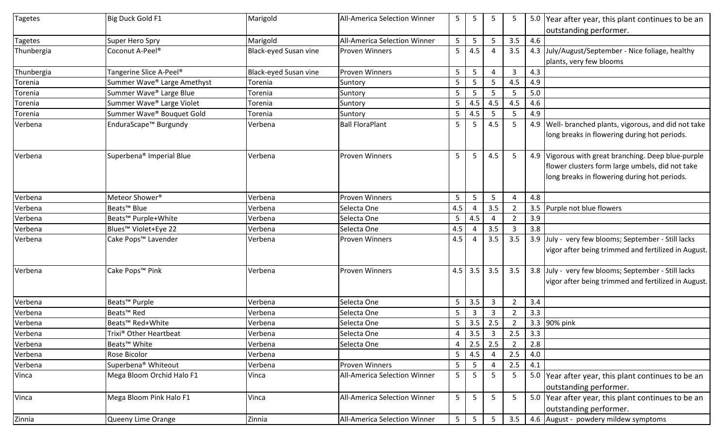| | | | | | | | | | |
|---|---|---|---|---|---|---|---|---|---|
| Tagetes | Big Duck Gold F1 | Marigold | All-America Selection Winner | 5 | 5 | 5 | 5 | 5.0 | Year after year, this plant continues to be an outstanding performer. |
| Tagetes | Super Hero Spry | Marigold | All-America Selection Winner | 5 | 5 | 5 | 3.5 | 4.6 | |
| Thunbergia | Coconut A-Peel® | Black-eyed Susan vine | Proven Winners | 5 | 4.5 | 4 | 3.5 | 4.3 | July/August/September - Nice foliage, healthy plants, very few blooms |
| Thunbergia | Tangerine Slice A-Peel® | Black-eyed Susan vine | Proven Winners | 5 | 5 | 4 | 3 | 4.3 | |
| Torenia | Summer Wave® Large Amethyst | Torenia | Suntory | 5 | 5 | 5 | 4.5 | 4.9 | |
| Torenia | Summer Wave® Large Blue | Torenia | Suntory | 5 | 5 | 5 | 5 | 5.0 | |
| Torenia | Summer Wave® Large Violet | Torenia | Suntory | 5 | 4.5 | 4.5 | 4.5 | 4.6 | |
| Torenia | Summer Wave® Bouquet Gold | Torenia | Suntory | 5 | 4.5 | 5 | 5 | 4.9 | |
| Verbena | EnduraScape™ Burgundy | Verbena | Ball FloraPlant | 5 | 5 | 4.5 | 5 | 4.9 | Well- branched plants, vigorous, and did not take long breaks in flowering during hot periods. |
| Verbena | Superbena® Imperial Blue | Verbena | Proven Winners | 5 | 5 | 4.5 | 5 | 4.9 | Vigorous with great branching. Deep blue-purple flower clusters form large umbels, did not take long breaks in flowering during hot periods. |
| Verbena | Meteor Shower® | Verbena | Proven Winners | 5 | 5 | 5 | 4 | 4.8 | |
| Verbena | Beats™ Blue | Verbena | Selecta One | 4.5 | 4 | 3.5 | 2 | 3.5 | Purple not blue flowers |
| Verbena | Beats™ Purple+White | Verbena | Selecta One | 5 | 4.5 | 4 | 2 | 3.9 | |
| Verbena | Blues™ Violet+Eye 22 | Verbena | Selecta One | 4.5 | 4 | 3.5 | 3 | 3.8 | |
| Verbena | Cake Pops™ Lavender | Verbena | Proven Winners | 4.5 | 4 | 3.5 | 3.5 | 3.9 | July - very few blooms; September - Still lacks vigor after being trimmed and fertilized in August. |
| Verbena | Cake Pops™ Pink | Verbena | Proven Winners | 4.5 | 3.5 | 3.5 | 3.5 | 3.8 | July - very few blooms; September - Still lacks vigor after being trimmed and fertilized in August. |
| Verbena | Beats™ Purple | Verbena | Selecta One | 5 | 3.5 | 3 | 2 | 3.4 | |
| Verbena | Beats™ Red | Verbena | Selecta One | 5 | 3 | 3 | 2 | 3.3 | |
| Verbena | Beats™ Red+White | Verbena | Selecta One | 5 | 3.5 | 2.5 | 2 | 3.3 | 90% pink |
| Verbena | Trixi® Other Heartbeat | Verbena | Selecta One | 4 | 3.5 | 3 | 2.5 | 3.3 | |
| Verbena | Beats™ White | Verbena | Selecta One | 4 | 2.5 | 2.5 | 2 | 2.8 | |
| Verbena | Rose Bicolor | Verbena | | 5 | 4.5 | 4 | 2.5 | 4.0 | |
| Verbena | Superbena® Whiteout | Verbena | Proven Winners | 5 | 5 | 4 | 2.5 | 4.1 | |
| Vinca | Mega Bloom Orchid Halo F1 | Vinca | All-America Selection Winner | 5 | 5 | 5 | 5 | 5.0 | Year after year, this plant continues to be an outstanding performer. |
| Vinca | Mega Bloom Pink Halo F1 | Vinca | All-America Selection Winner | 5 | 5 | 5 | 5 | 5.0 | Year after year, this plant continues to be an outstanding performer. |
| Zinnia | Queeny Lime Orange | Zinnia | All-America Selection Winner | 5 | 5 | 5 | 3.5 | 4.6 | August - powdery mildew symptoms |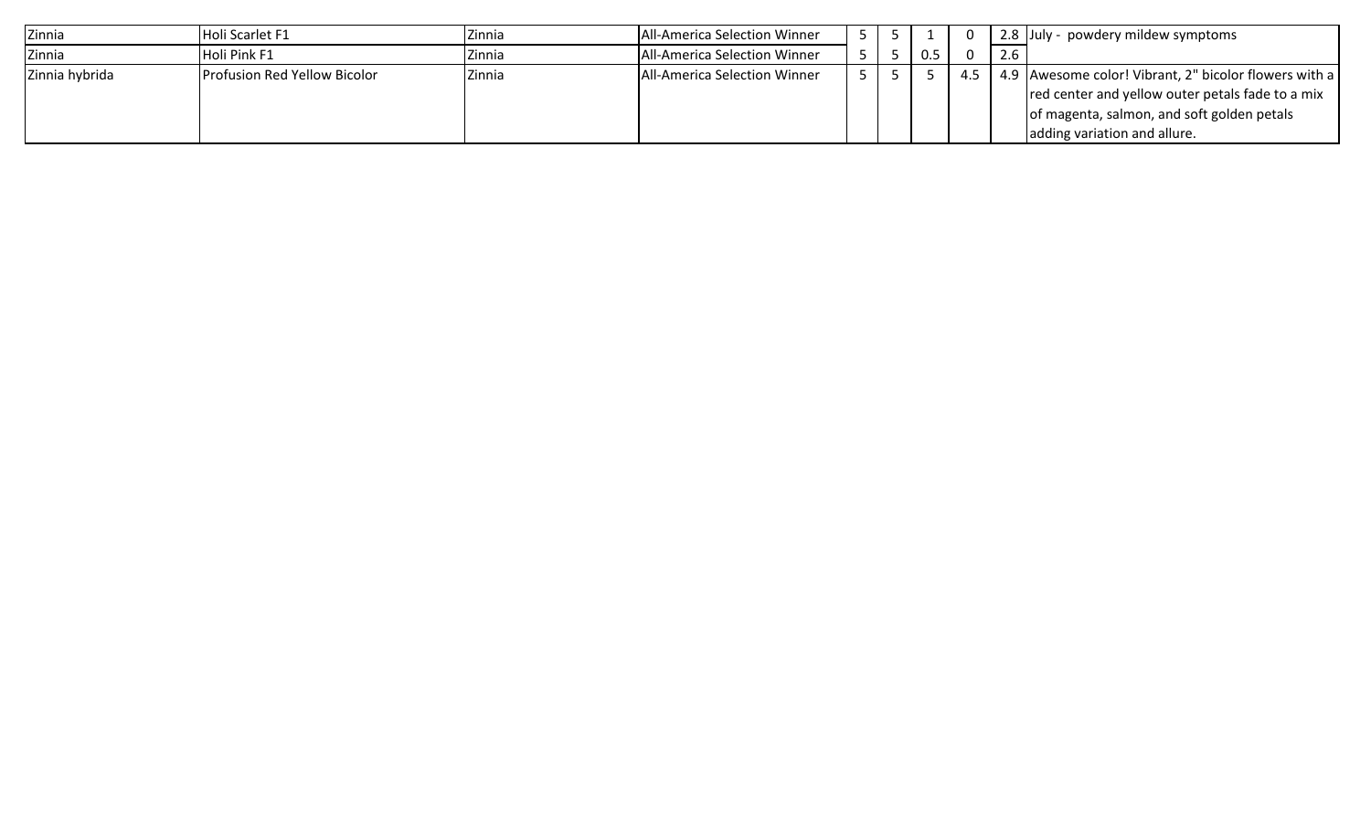| | | | | | | | | | |
|---|---|---|---|---|---|---|---|---|---|
| Zinnia | Holi Scarlet F1 | Zinnia | All-America Selection Winner | 5 | 5 | 1 | 0 | 2.8 | July - powdery mildew symptoms |
| Zinnia | Holi Pink F1 | Zinnia | All-America Selection Winner | 5 | 5 | 0.5 | 0 | 2.6 | |
| Zinnia hybrida | Profusion Red Yellow Bicolor | Zinnia | All-America Selection Winner | 5 | 5 | 5 | 4.5 | 4.9 | Awesome color! Vibrant, 2" bicolor flowers with a red center and yellow outer petals fade to a mix of magenta, salmon, and soft golden petals adding variation and allure. |